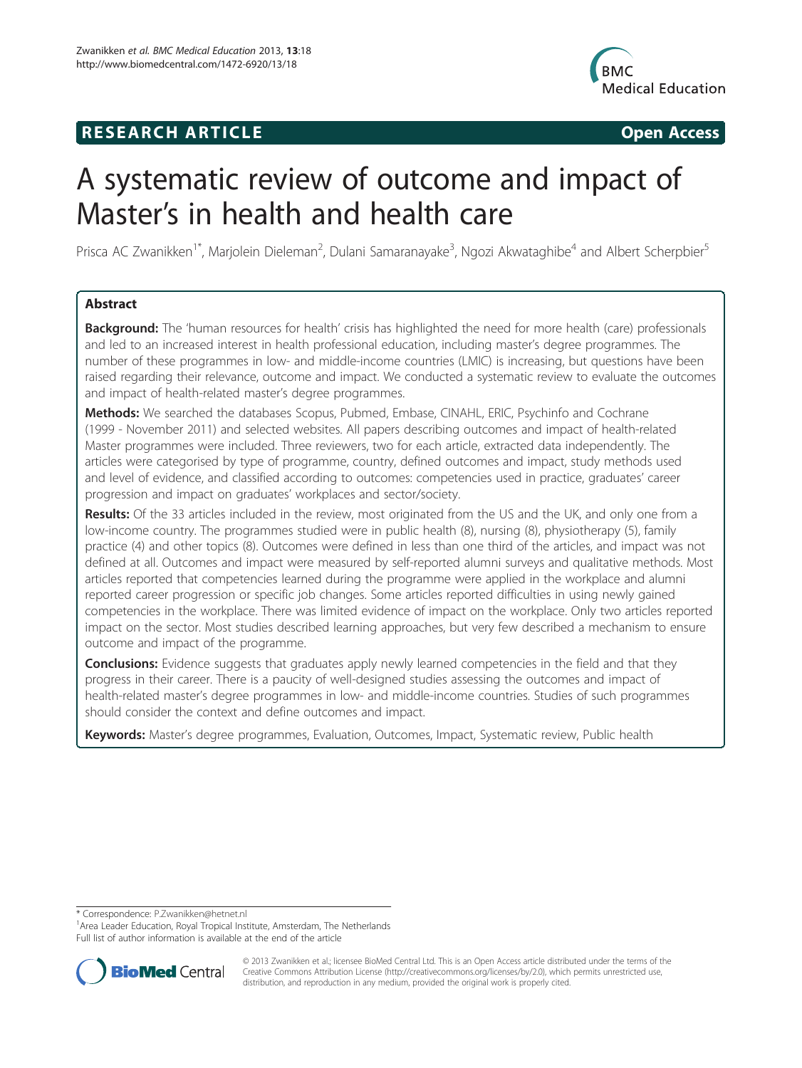RESEARCH ARTICLE

Open Access

# A systematic review of outcome and impact of Master's in health and health care

Prisca AC Zwanikken[1*], Marjolein Dieleman[2], Dulani Samaranayake[3], Ngozi Akwataghibe[4] and Albert Scherpbier[5]

## Abstract

**Background:** The 'human resources for health' crisis has highlighted the need for more health (care) professionals and led to an increased interest in health professional education, including master's degree programmes. The number of these programmes in low- and middle-income countries (LMIC) is increasing, but questions have been raised regarding their relevance, outcome and impact. We conducted a systematic review to evaluate the outcomes and impact of health-related master's degree programmes.

**Methods:** We searched the databases Scopus, Pubmed, Embase, CINAHL, ERIC, Psychinfo and Cochrane (1999 - November 2011) and selected websites. All papers describing outcomes and impact of health-related Master programmes were included. Three reviewers, two for each article, extracted data independently. The articles were categorised by type of programme, country, defined outcomes and impact, study methods used and level of evidence, and classified according to outcomes: competencies used in practice, graduates' career progression and impact on graduates' workplaces and sector/society.

**Results:** Of the 33 articles included in the review, most originated from the US and the UK, and only one from a low-income country. The programmes studied were in public health (8), nursing (8), physiotherapy (5), family practice (4) and other topics (8). Outcomes were defined in less than one third of the articles, and impact was not defined at all. Outcomes and impact were measured by self-reported alumni surveys and qualitative methods. Most articles reported that competencies learned during the programme were applied in the workplace and alumni reported career progression or specific job changes. Some articles reported difficulties in using newly gained competencies in the workplace. There was limited evidence of impact on the workplace. Only two articles reported impact on the sector. Most studies described learning approaches, but very few described a mechanism to ensure outcome and impact of the programme.

**Conclusions:** Evidence suggests that graduates apply newly learned competencies in the field and that they progress in their career. There is a paucity of well-designed studies assessing the outcomes and impact of health-related master's degree programmes in low- and middle-income countries. Studies of such programmes should consider the context and define outcomes and impact.

**Keywords:** Master's degree programmes, Evaluation, Outcomes, Impact, Systematic review, Public health

\* Correspondence: P.Zwanikken@hetnet.nl
[1]Area Leader Education, Royal Tropical Institute, Amsterdam, The Netherlands
Full list of author information is available at the end of the article

© 2013 Zwanikken et al.; licensee BioMed Central Ltd. This is an Open Access article distributed under the terms of the Creative Commons Attribution License (http://creativecommons.org/licenses/by/2.0), which permits unrestricted use, distribution, and reproduction in any medium, provided the original work is properly cited.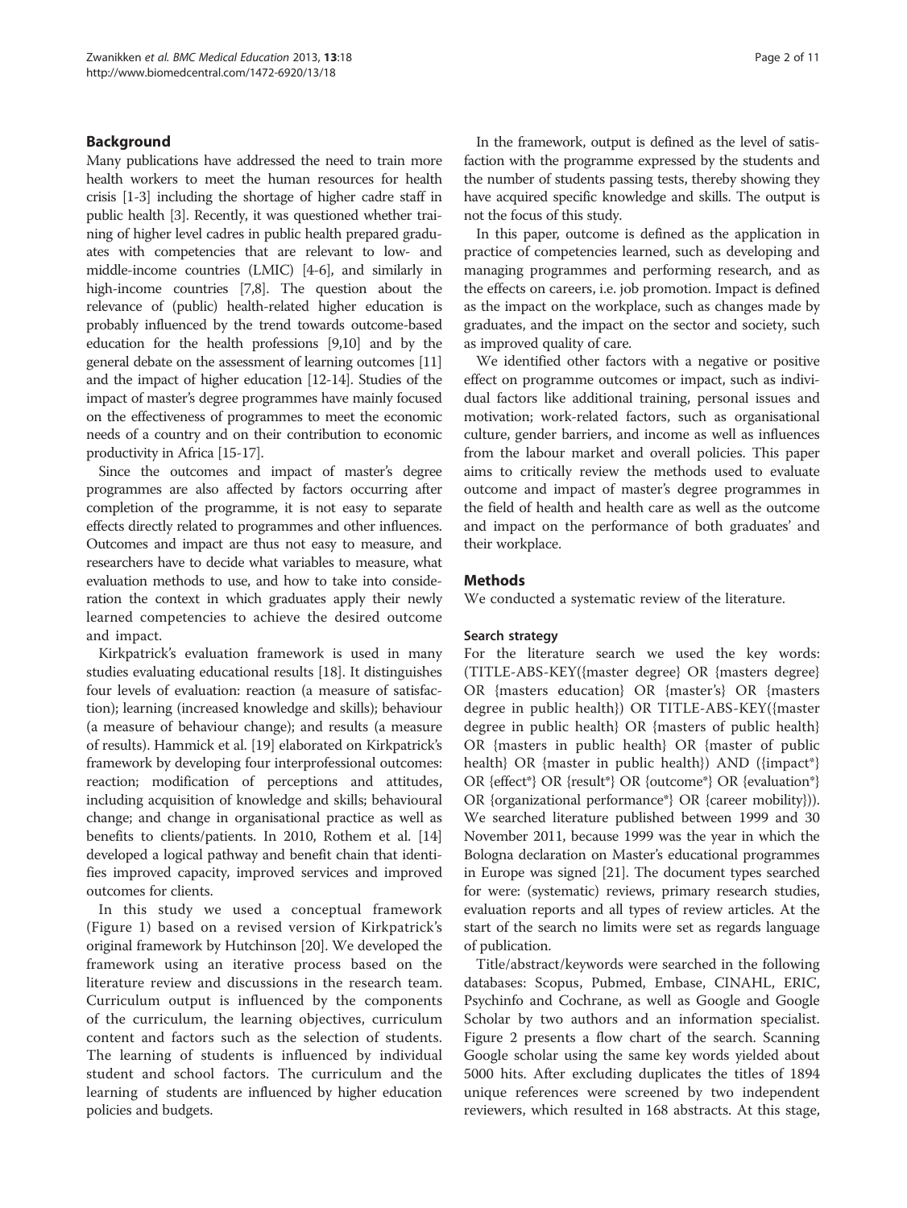## Background

Many publications have addressed the need to train more health workers to meet the human resources for health crisis [1-3] including the shortage of higher cadre staff in public health [3]. Recently, it was questioned whether training of higher level cadres in public health prepared graduates with competencies that are relevant to low- and middle-income countries (LMIC) [4-6], and similarly in high-income countries [7,8]. The question about the relevance of (public) health-related higher education is probably influenced by the trend towards outcome-based education for the health professions [9,10] and by the general debate on the assessment of learning outcomes [11] and the impact of higher education [12-14]. Studies of the impact of master's degree programmes have mainly focused on the effectiveness of programmes to meet the economic needs of a country and on their contribution to economic productivity in Africa [15-17].

Since the outcomes and impact of master's degree programmes are also affected by factors occurring after completion of the programme, it is not easy to separate effects directly related to programmes and other influences. Outcomes and impact are thus not easy to measure, and researchers have to decide what variables to measure, what evaluation methods to use, and how to take into consideration the context in which graduates apply their newly learned competencies to achieve the desired outcome and impact.

Kirkpatrick's evaluation framework is used in many studies evaluating educational results [18]. It distinguishes four levels of evaluation: reaction (a measure of satisfaction); learning (increased knowledge and skills); behaviour (a measure of behaviour change); and results (a measure of results). Hammick et al. [19] elaborated on Kirkpatrick's framework by developing four interprofessional outcomes: reaction; modification of perceptions and attitudes, including acquisition of knowledge and skills; behavioural change; and change in organisational practice as well as benefits to clients/patients. In 2010, Rothem et al. [14] developed a logical pathway and benefit chain that identifies improved capacity, improved services and improved outcomes for clients.

In this study we used a conceptual framework (Figure 1) based on a revised version of Kirkpatrick's original framework by Hutchinson [20]. We developed the framework using an iterative process based on the literature review and discussions in the research team. Curriculum output is influenced by the components of the curriculum, the learning objectives, curriculum content and factors such as the selection of students. The learning of students is influenced by individual student and school factors. The curriculum and the learning of students are influenced by higher education policies and budgets.

In the framework, output is defined as the level of satisfaction with the programme expressed by the students and the number of students passing tests, thereby showing they have acquired specific knowledge and skills. The output is not the focus of this study.

In this paper, outcome is defined as the application in practice of competencies learned, such as developing and managing programmes and performing research, and as the effects on careers, i.e. job promotion. Impact is defined as the impact on the workplace, such as changes made by graduates, and the impact on the sector and society, such as improved quality of care.

We identified other factors with a negative or positive effect on programme outcomes or impact, such as individual factors like additional training, personal issues and motivation; work-related factors, such as organisational culture, gender barriers, and income as well as influences from the labour market and overall policies. This paper aims to critically review the methods used to evaluate outcome and impact of master's degree programmes in the field of health and health care as well as the outcome and impact on the performance of both graduates' and their workplace.

## Methods

We conducted a systematic review of the literature.

### Search strategy

For the literature search we used the key words: (TITLE-ABS-KEY({master degree} OR {masters degree} OR {masters education} OR {master's} OR {masters degree in public health}) OR TITLE-ABS-KEY({master degree in public health} OR {masters of public health} OR {masters in public health} OR {master of public health} OR {master in public health}) AND ({impact*} OR {effect*} OR {result*} OR {outcome*} OR {evaluation*} OR {organizational performance*} OR {career mobility})). We searched literature published between 1999 and 30 November 2011, because 1999 was the year in which the Bologna declaration on Master's educational programmes in Europe was signed [21]. The document types searched for were: (systematic) reviews, primary research studies, evaluation reports and all types of review articles. At the start of the search no limits were set as regards language of publication.

Title/abstract/keywords were searched in the following databases: Scopus, Pubmed, Embase, CINAHL, ERIC, Psychinfo and Cochrane, as well as Google and Google Scholar by two authors and an information specialist. Figure 2 presents a flow chart of the search. Scanning Google scholar using the same key words yielded about 5000 hits. After excluding duplicates the titles of 1894 unique references were screened by two independent reviewers, which resulted in 168 abstracts. At this stage,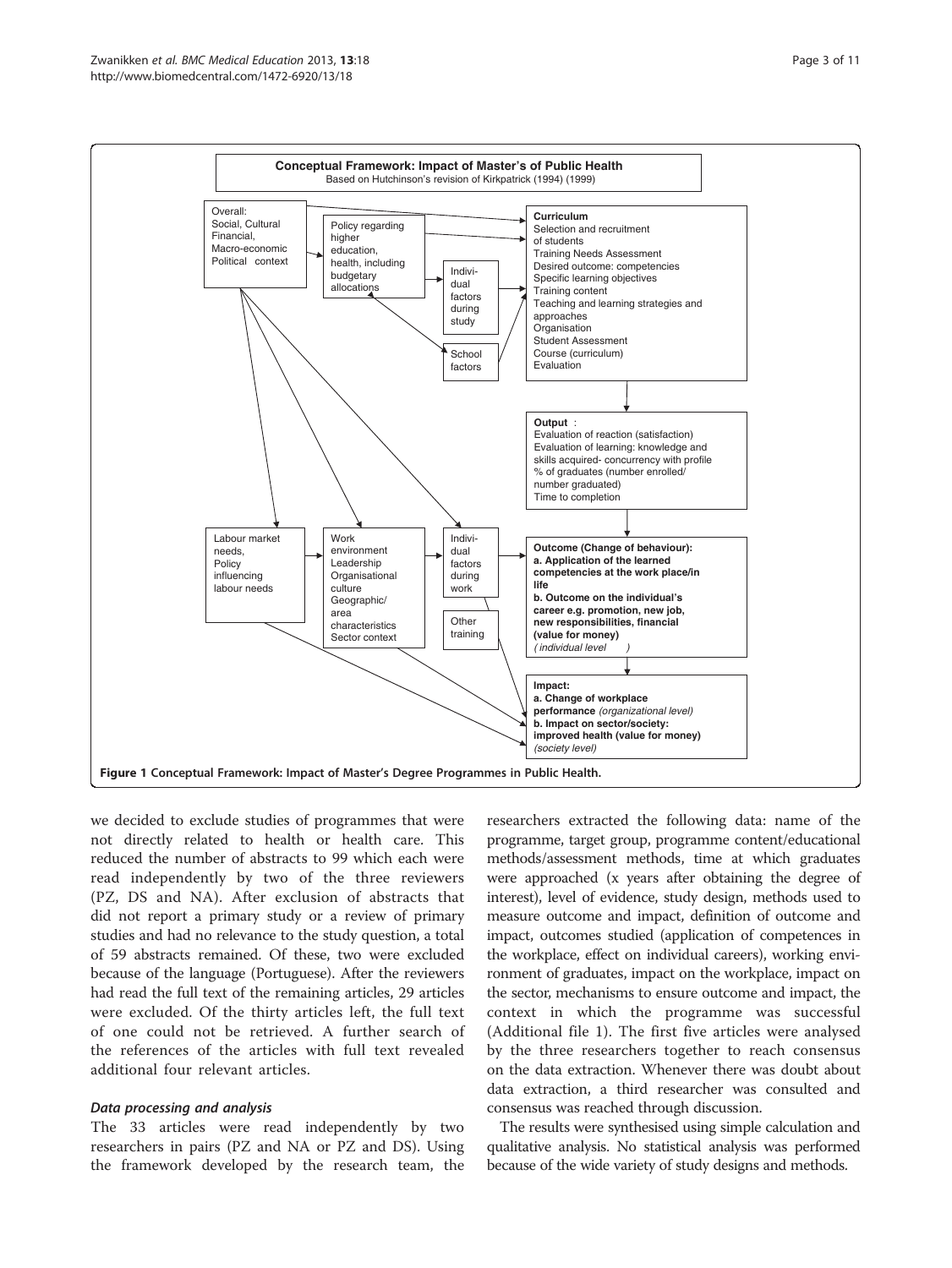**Figure 1 Conceptual Framework: Impact of Master's Degree Programmes in Public Health.**

we decided to exclude studies of programmes that were not directly related to health or health care. This reduced the number of abstracts to 99 which each were read independently by two of the three reviewers (PZ, DS and NA). After exclusion of abstracts that did not report a primary study or a review of primary studies and had no relevance to the study question, a total of 59 abstracts remained. Of these, two were excluded because of the language (Portuguese). After the reviewers had read the full text of the remaining articles, 29 articles were excluded. Of the thirty articles left, the full text of one could not be retrieved. A further search of the references of the articles with full text revealed additional four relevant articles.

### *Data processing and analysis*

The 33 articles were read independently by two researchers in pairs (PZ and NA or PZ and DS). Using the framework developed by the research team, the researchers extracted the following data: name of the programme, target group, programme content/educational methods/assessment methods, time at which graduates were approached (x years after obtaining the degree of interest), level of evidence, study design, methods used to measure outcome and impact, definition of outcome and impact, outcomes studied (application of competences in the workplace, effect on individual careers), working environment of graduates, impact on the workplace, impact on the sector, mechanisms to ensure outcome and impact, the context in which the programme was successful (Additional file 1). The first five articles were analysed by the three researchers together to reach consensus on the data extraction. Whenever there was doubt about data extraction, a third researcher was consulted and consensus was reached through discussion.

The results were synthesised using simple calculation and qualitative analysis. No statistical analysis was performed because of the wide variety of study designs and methods.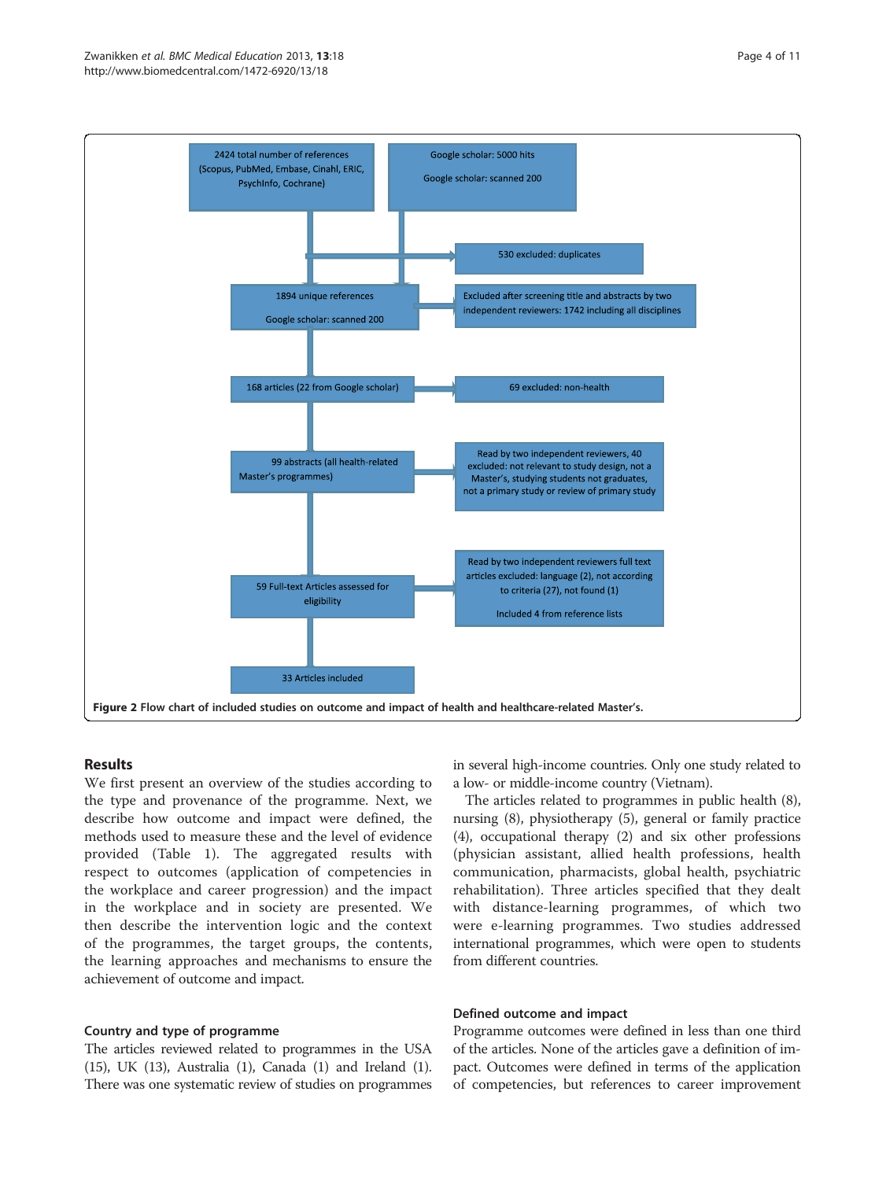2424 total number of references (Scopus, PubMed, Embase, Cinahl, ERIC, PsychInfo, Cochrane)

Google scholar: 5000 hits

Google scholar: scanned 200

530 excluded: duplicates

1894 unique references

Google scholar: scanned 200

Excluded after screening title and abstracts by two independent reviewers: 1742 including all disciplines

168 articles (22 from Google scholar)

69 excluded: non-health

99 abstracts (all health-related Master's programmes)

Read by two independent reviewers, 40 excluded: not relevant to study design, not a Master's, studying students not graduates, not a primary study or review of primary study

59 Full-text Articles assessed for eligibility

Read by two independent reviewers full text articles excluded: language (2), not according to criteria (27), not found (1)

Included 4 from reference lists

33 Articles included

**Figure 2 Flow chart of included studies on outcome and impact of health and healthcare-related Master's.**

## Results

We first present an overview of the studies according to the type and provenance of the programme. Next, we describe how outcome and impact were defined, the methods used to measure these and the level of evidence provided (Table 1). The aggregated results with respect to outcomes (application of competencies in the workplace and career progression) and the impact in the workplace and in society are presented. We then describe the intervention logic and the context of the programmes, the target groups, the contents, the learning approaches and mechanisms to ensure the achievement of outcome and impact.

### Country and type of programme

The articles reviewed related to programmes in the USA (15), UK (13), Australia (1), Canada (1) and Ireland (1). There was one systematic review of studies on programmes in several high-income countries. Only one study related to a low- or middle-income country (Vietnam).

The articles related to programmes in public health (8), nursing (8), physiotherapy (5), general or family practice (4), occupational therapy (2) and six other professions (physician assistant, allied health professions, health communication, pharmacists, global health, psychiatric rehabilitation). Three articles specified that they dealt with distance-learning programmes, of which two were e-learning programmes. Two studies addressed international programmes, which were open to students from different countries.

### Defined outcome and impact

Programme outcomes were defined in less than one third of the articles. None of the articles gave a definition of impact. Outcomes were defined in terms of the application of competencies, but references to career improvement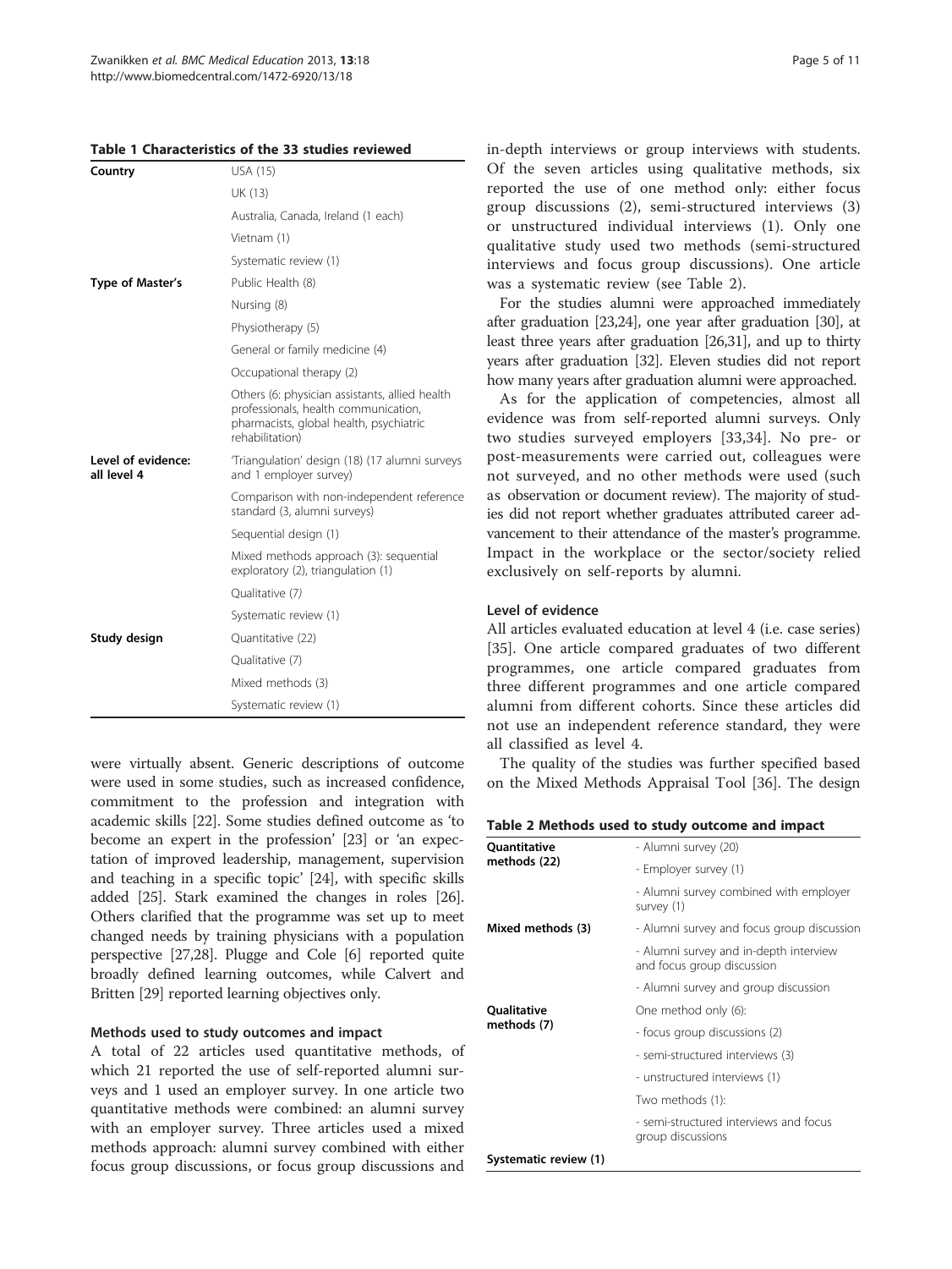**Table 1 Characteristics of the 33 studies reviewed**

| | |
|---|---|
| **Country** | USA (15) |
| | UK (13) |
| | Australia, Canada, Ireland (1 each) |
| | Vietnam (1) |
| | Systematic review (1) |
| **Type of Master's** | Public Health (8) |
| | Nursing (8) |
| | Physiotherapy (5) |
| | General or family medicine (4) |
| | Occupational therapy (2) |
| | Others (6: physician assistants, allied health professionals, health communication, pharmacists, global health, psychiatric rehabilitation) |
| **Level of evidence: all level 4** | 'Triangulation' design (18) (17 alumni surveys and 1 employer survey) |
| | Comparison with non-independent reference standard (3, alumni surveys) |
| | Sequential design (1) |
| | Mixed methods approach (3): sequential exploratory (2), triangulation (1) |
| | Qualitative (7) |
| | Systematic review (1) |
| **Study design** | Quantitative (22) |
| | Qualitative (7) |
| | Mixed methods (3) |
| | Systematic review (1) |

were virtually absent. Generic descriptions of outcome were used in some studies, such as increased confidence, commitment to the profession and integration with academic skills [22]. Some studies defined outcome as 'to become an expert in the profession' [23] or 'an expectation of improved leadership, management, supervision and teaching in a specific topic' [24], with specific skills added [25]. Stark examined the changes in roles [26]. Others clarified that the programme was set up to meet changed needs by training physicians with a population perspective [27,28]. Plugge and Cole [6] reported quite broadly defined learning outcomes, while Calvert and Britten [29] reported learning objectives only.

### Methods used to study outcomes and impact

A total of 22 articles used quantitative methods, of which 21 reported the use of self-reported alumni surveys and 1 used an employer survey. In one article two quantitative methods were combined: an alumni survey with an employer survey. Three articles used a mixed methods approach: alumni survey combined with either focus group discussions, or focus group discussions and in-depth interviews or group interviews with students. Of the seven articles using qualitative methods, six reported the use of one method only: either focus group discussions (2), semi-structured interviews (3) or unstructured individual interviews (1). Only one qualitative study used two methods (semi-structured interviews and focus group discussions). One article was a systematic review (see Table 2).

For the studies alumni were approached immediately after graduation [23,24], one year after graduation [30], at least three years after graduation [26,31], and up to thirty years after graduation [32]. Eleven studies did not report how many years after graduation alumni were approached.

As for the application of competencies, almost all evidence was from self-reported alumni surveys. Only two studies surveyed employers [33,34]. No pre- or post-measurements were carried out, colleagues were not surveyed, and no other methods were used (such as observation or document review). The majority of studies did not report whether graduates attributed career advancement to their attendance of the master's programme. Impact in the workplace or the sector/society relied exclusively on self-reports by alumni.

### Level of evidence

All articles evaluated education at level 4 (i.e. case series) [35]. One article compared graduates of two different programmes, one article compared graduates from three different programmes and one article compared alumni from different cohorts. Since these articles did not use an independent reference standard, they were all classified as level 4.

The quality of the studies was further specified based on the Mixed Methods Appraisal Tool [36]. The design

**Table 2 Methods used to study outcome and impact**

| | |
|---|---|
| **Quantitative methods (22)** | - Alumni survey (20) |
| | - Employer survey (1) |
| | - Alumni survey combined with employer survey (1) |
| **Mixed methods (3)** | - Alumni survey and focus group discussion |
| | - Alumni survey and in-depth interview and focus group discussion |
| | - Alumni survey and group discussion |
| **Qualitative methods (7)** | One method only (6): |
| | - focus group discussions (2) |
| | - semi-structured interviews (3) |
| | - unstructured interviews (1) |
| | Two methods (1): |
| | - semi-structured interviews and focus group discussions |
| **Systematic review (1)** | |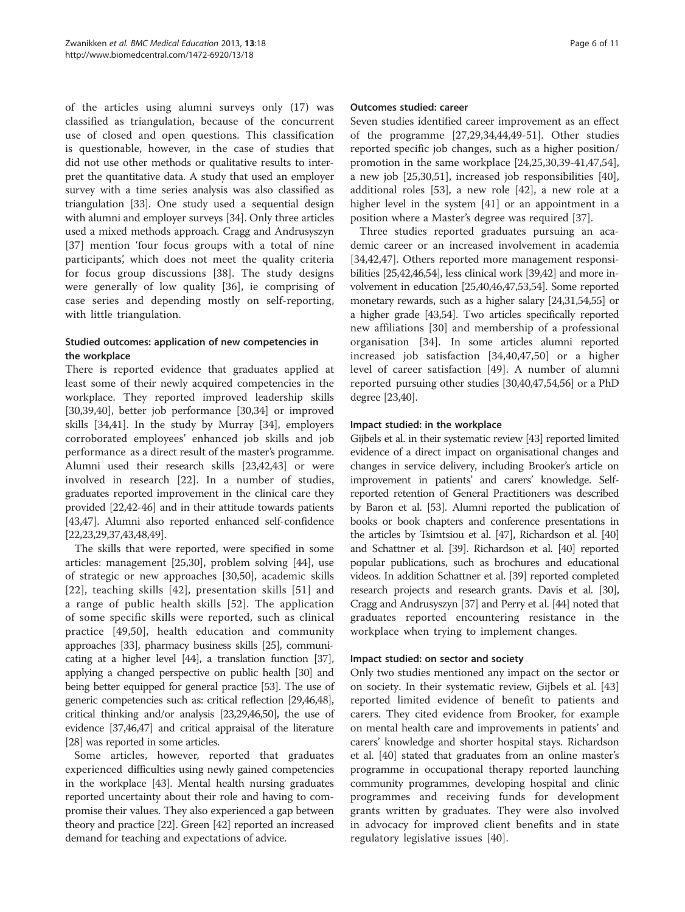of the articles using alumni surveys only (17) was classified as triangulation, because of the concurrent use of closed and open questions. This classification is questionable, however, in the case of studies that did not use other methods or qualitative results to interpret the quantitative data. A study that used an employer survey with a time series analysis was also classified as triangulation [33]. One study used a sequential design with alumni and employer surveys [34]. Only three articles used a mixed methods approach. Cragg and Andrusyszyn [37] mention 'four focus groups with a total of nine participants', which does not meet the quality criteria for focus group discussions [38]. The study designs were generally of low quality [36], ie comprising of case series and depending mostly on self-reporting, with little triangulation.

### Studied outcomes: application of new competencies in the workplace

There is reported evidence that graduates applied at least some of their newly acquired competencies in the workplace. They reported improved leadership skills [30,39,40], better job performance [30,34] or improved skills [34,41]. In the study by Murray [34], employers corroborated employees' enhanced job skills and job performance as a direct result of the master's programme. Alumni used their research skills [23,42,43] or were involved in research [22]. In a number of studies, graduates reported improvement in the clinical care they provided [22,42-46] and in their attitude towards patients [43,47]. Alumni also reported enhanced self-confidence [22,23,29,37,43,48,49].

The skills that were reported, were specified in some articles: management [25,30], problem solving [44], use of strategic or new approaches [30,50], academic skills [22], teaching skills [42], presentation skills [51] and a range of public health skills [52]. The application of some specific skills were reported, such as clinical practice [49,50], health education and community approaches [33], pharmacy business skills [25], communicating at a higher level [44], a translation function [37], applying a changed perspective on public health [30] and being better equipped for general practice [53]. The use of generic competencies such as: critical reflection [29,46,48], critical thinking and/or analysis [23,29,46,50], the use of evidence [37,46,47] and critical appraisal of the literature [28] was reported in some articles.

Some articles, however, reported that graduates experienced difficulties using newly gained competencies in the workplace [43]. Mental health nursing graduates reported uncertainty about their role and having to compromise their values. They also experienced a gap between theory and practice [22]. Green [42] reported an increased demand for teaching and expectations of advice.

### Outcomes studied: career

Seven studies identified career improvement as an effect of the programme [27,29,34,44,49-51]. Other studies reported specific job changes, such as a higher position/promotion in the same workplace [24,25,30,39-41,47,54], a new job [25,30,51], increased job responsibilities [40], additional roles [53], a new role [42], a new role at a higher level in the system [41] or an appointment in a position where a Master's degree was required [37].

Three studies reported graduates pursuing an academic career or an increased involvement in academia [34,42,47]. Others reported more management responsibilities [25,42,46,54], less clinical work [39,42] and more involvement in education [25,40,46,47,53,54]. Some reported monetary rewards, such as a higher salary [24,31,54,55] or a higher grade [43,54]. Two articles specifically reported new affiliations [30] and membership of a professional organisation [34]. In some articles alumni reported increased job satisfaction [34,40,47,50] or a higher level of career satisfaction [49]. A number of alumni reported pursuing other studies [30,40,47,54,56] or a PhD degree [23,40].

### Impact studied: in the workplace

Gijbels et al. in their systematic review [43] reported limited evidence of a direct impact on organisational changes and changes in service delivery, including Brooker's article on improvement in patients' and carers' knowledge. Self-reported retention of General Practitioners was described by Baron et al. [53]. Alumni reported the publication of books or book chapters and conference presentations in the articles by Tsimtsiou et al. [47], Richardson et al. [40] and Schattner et al. [39]. Richardson et al. [40] reported popular publications, such as brochures and educational videos. In addition Schattner et al. [39] reported completed research projects and research grants. Davis et al. [30], Cragg and Andrusyszyn [37] and Perry et al. [44] noted that graduates reported encountering resistance in the workplace when trying to implement changes.

### Impact studied: on sector and society

Only two studies mentioned any impact on the sector or on society. In their systematic review, Gijbels et al. [43] reported limited evidence of benefit to patients and carers. They cited evidence from Brooker, for example on mental health care and improvements in patients' and carers' knowledge and shorter hospital stays. Richardson et al. [40] stated that graduates from an online master's programme in occupational therapy reported launching community programmes, developing hospital and clinic programmes and receiving funds for development grants written by graduates. They were also involved in advocacy for improved client benefits and in state regulatory legislative issues [40].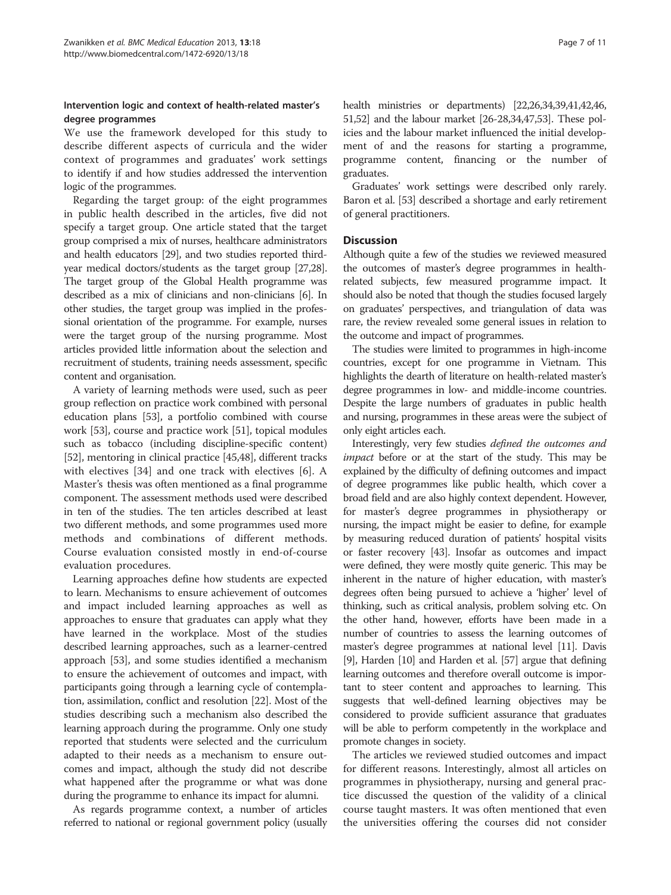### Intervention logic and context of health-related master's degree programmes

We use the framework developed for this study to describe different aspects of curricula and the wider context of programmes and graduates' work settings to identify if and how studies addressed the intervention logic of the programmes.

Regarding the target group: of the eight programmes in public health described in the articles, five did not specify a target group. One article stated that the target group comprised a mix of nurses, healthcare administrators and health educators [29], and two studies reported third-year medical doctors/students as the target group [27,28]. The target group of the Global Health programme was described as a mix of clinicians and non-clinicians [6]. In other studies, the target group was implied in the professional orientation of the programme. For example, nurses were the target group of the nursing programme. Most articles provided little information about the selection and recruitment of students, training needs assessment, specific content and organisation.

A variety of learning methods were used, such as peer group reflection on practice work combined with personal education plans [53], a portfolio combined with course work [53], course and practice work [51], topical modules such as tobacco (including discipline-specific content) [52], mentoring in clinical practice [45,48], different tracks with electives [34] and one track with electives [6]. A Master's thesis was often mentioned as a final programme component. The assessment methods used were described in ten of the studies. The ten articles described at least two different methods, and some programmes used more methods and combinations of different methods. Course evaluation consisted mostly in end-of-course evaluation procedures.

Learning approaches define how students are expected to learn. Mechanisms to ensure achievement of outcomes and impact included learning approaches as well as approaches to ensure that graduates can apply what they have learned in the workplace. Most of the studies described learning approaches, such as a learner-centred approach [53], and some studies identified a mechanism to ensure the achievement of outcomes and impact, with participants going through a learning cycle of contemplation, assimilation, conflict and resolution [22]. Most of the studies describing such a mechanism also described the learning approach during the programme. Only one study reported that students were selected and the curriculum adapted to their needs as a mechanism to ensure outcomes and impact, although the study did not describe what happened after the programme or what was done during the programme to enhance its impact for alumni.

As regards programme context, a number of articles referred to national or regional government policy (usually health ministries or departments) [22,26,34,39,41,42,46,51,52] and the labour market [26-28,34,47,53]. These policies and the labour market influenced the initial development of and the reasons for starting a programme, programme content, financing or the number of graduates.

Graduates' work settings were described only rarely. Baron et al. [53] described a shortage and early retirement of general practitioners.

## Discussion

Although quite a few of the studies we reviewed measured the outcomes of master's degree programmes in health-related subjects, few measured programme impact. It should also be noted that though the studies focused largely on graduates' perspectives, and triangulation of data was rare, the review revealed some general issues in relation to the outcome and impact of programmes.

The studies were limited to programmes in high-income countries, except for one programme in Vietnam. This highlights the dearth of literature on health-related master's degree programmes in low- and middle-income countries. Despite the large numbers of graduates in public health and nursing, programmes in these areas were the subject of only eight articles each.

Interestingly, very few studies *defined the outcomes and impact* before or at the start of the study. This may be explained by the difficulty of defining outcomes and impact of degree programmes like public health, which cover a broad field and are also highly context dependent. However, for master's degree programmes in physiotherapy or nursing, the impact might be easier to define, for example by measuring reduced duration of patients' hospital visits or faster recovery [43]. Insofar as outcomes and impact were defined, they were mostly quite generic. This may be inherent in the nature of higher education, with master's degrees often being pursued to achieve a 'higher' level of thinking, such as critical analysis, problem solving etc. On the other hand, however, efforts have been made in a number of countries to assess the learning outcomes of master's degree programmes at national level [11]. Davis [9], Harden [10] and Harden et al. [57] argue that defining learning outcomes and therefore overall outcome is important to steer content and approaches to learning. This suggests that well-defined learning objectives may be considered to provide sufficient assurance that graduates will be able to perform competently in the workplace and promote changes in society.

The articles we reviewed studied outcomes and impact for different reasons. Interestingly, almost all articles on programmes in physiotherapy, nursing and general practice discussed the question of the validity of a clinical course taught masters. It was often mentioned that even the universities offering the courses did not consider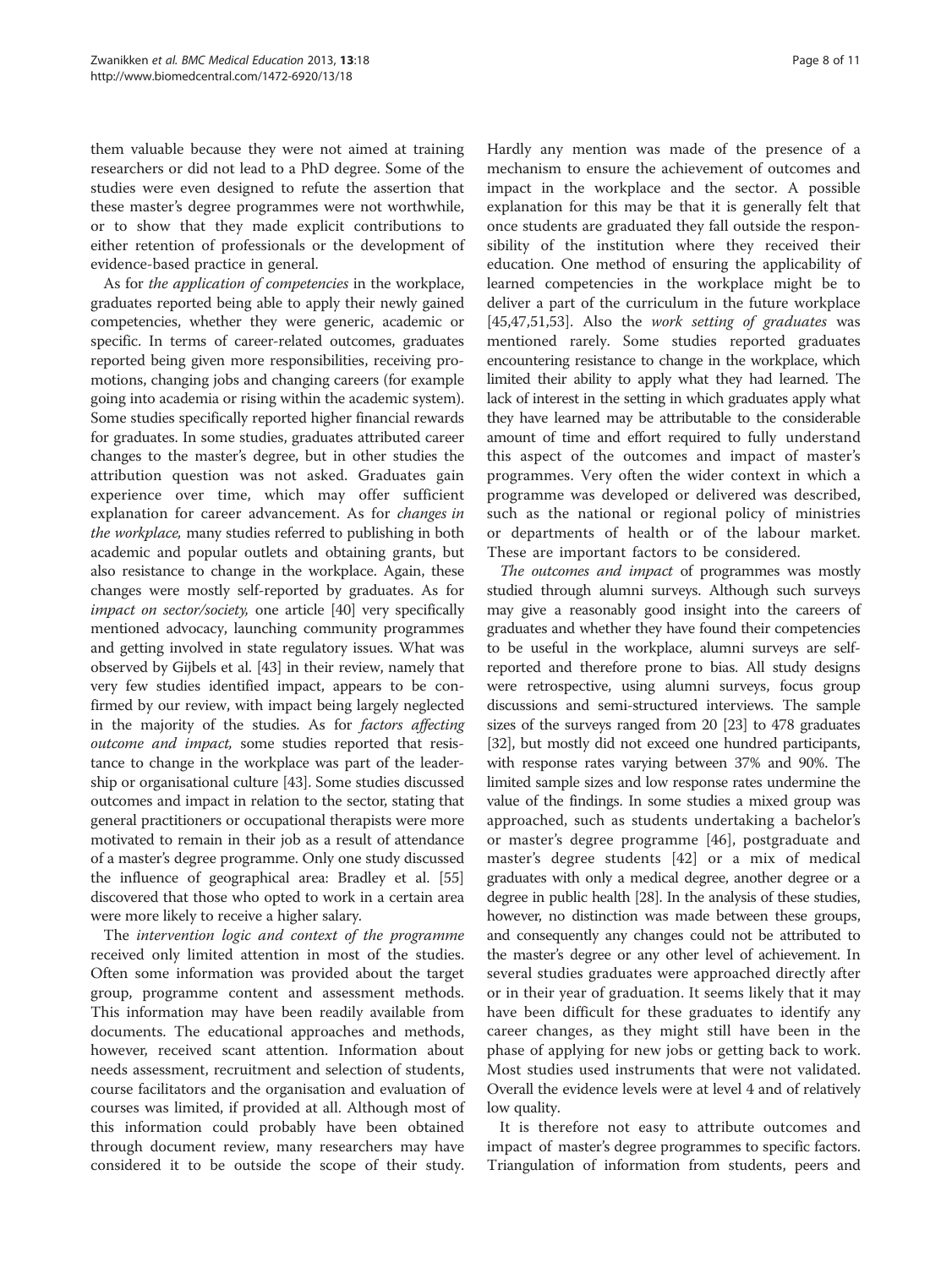them valuable because they were not aimed at training researchers or did not lead to a PhD degree. Some of the studies were even designed to refute the assertion that these master's degree programmes were not worthwhile, or to show that they made explicit contributions to either retention of professionals or the development of evidence-based practice in general.

As for *the application of competencies* in the workplace, graduates reported being able to apply their newly gained competencies, whether they were generic, academic or specific. In terms of career-related outcomes, graduates reported being given more responsibilities, receiving promotions, changing jobs and changing careers (for example going into academia or rising within the academic system). Some studies specifically reported higher financial rewards for graduates. In some studies, graduates attributed career changes to the master's degree, but in other studies the attribution question was not asked. Graduates gain experience over time, which may offer sufficient explanation for career advancement. As for *changes in the workplace,* many studies referred to publishing in both academic and popular outlets and obtaining grants, but also resistance to change in the workplace. Again, these changes were mostly self-reported by graduates. As for *impact on sector/society,* one article [40] very specifically mentioned advocacy, launching community programmes and getting involved in state regulatory issues. What was observed by Gijbels et al. [43] in their review, namely that very few studies identified impact, appears to be confirmed by our review, with impact being largely neglected in the majority of the studies. As for *factors affecting outcome and impact,* some studies reported that resistance to change in the workplace was part of the leadership or organisational culture [43]. Some studies discussed outcomes and impact in relation to the sector, stating that general practitioners or occupational therapists were more motivated to remain in their job as a result of attendance of a master's degree programme. Only one study discussed the influence of geographical area: Bradley et al. [55] discovered that those who opted to work in a certain area were more likely to receive a higher salary.

The *intervention logic and context of the programme* received only limited attention in most of the studies. Often some information was provided about the target group, programme content and assessment methods. This information may have been readily available from documents. The educational approaches and methods, however, received scant attention. Information about needs assessment, recruitment and selection of students, course facilitators and the organisation and evaluation of courses was limited, if provided at all. Although most of this information could probably have been obtained through document review, many researchers may have considered it to be outside the scope of their study. Hardly any mention was made of the presence of a mechanism to ensure the achievement of outcomes and impact in the workplace and the sector. A possible explanation for this may be that it is generally felt that once students are graduated they fall outside the responsibility of the institution where they received their education. One method of ensuring the applicability of learned competencies in the workplace might be to deliver a part of the curriculum in the future workplace [45,47,51,53]. Also the *work setting of graduates* was mentioned rarely. Some studies reported graduates encountering resistance to change in the workplace, which limited their ability to apply what they had learned. The lack of interest in the setting in which graduates apply what they have learned may be attributable to the considerable amount of time and effort required to fully understand this aspect of the outcomes and impact of master's programmes. Very often the wider context in which a programme was developed or delivered was described, such as the national or regional policy of ministries or departments of health or of the labour market. These are important factors to be considered.

*The outcomes and impact* of programmes was mostly studied through alumni surveys. Although such surveys may give a reasonably good insight into the careers of graduates and whether they have found their competencies to be useful in the workplace, alumni surveys are self-reported and therefore prone to bias. All study designs were retrospective, using alumni surveys, focus group discussions and semi-structured interviews. The sample sizes of the surveys ranged from 20 [23] to 478 graduates [32], but mostly did not exceed one hundred participants, with response rates varying between 37% and 90%. The limited sample sizes and low response rates undermine the value of the findings. In some studies a mixed group was approached, such as students undertaking a bachelor's or master's degree programme [46], postgraduate and master's degree students [42] or a mix of medical graduates with only a medical degree, another degree or a degree in public health [28]. In the analysis of these studies, however, no distinction was made between these groups, and consequently any changes could not be attributed to the master's degree or any other level of achievement. In several studies graduates were approached directly after or in their year of graduation. It seems likely that it may have been difficult for these graduates to identify any career changes, as they might still have been in the phase of applying for new jobs or getting back to work. Most studies used instruments that were not validated. Overall the evidence levels were at level 4 and of relatively low quality.

It is therefore not easy to attribute outcomes and impact of master's degree programmes to specific factors. Triangulation of information from students, peers and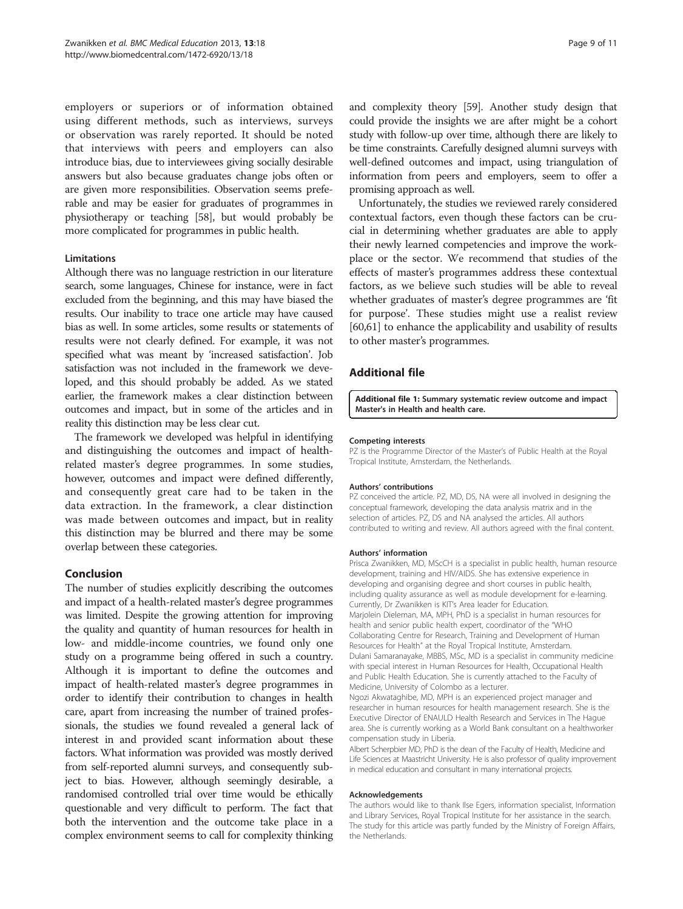employers or superiors or of information obtained using different methods, such as interviews, surveys or observation was rarely reported. It should be noted that interviews with peers and employers can also introduce bias, due to interviewees giving socially desirable answers but also because graduates change jobs often or are given more responsibilities. Observation seems preferable and may be easier for graduates of programmes in physiotherapy or teaching [58], but would probably be more complicated for programmes in public health.

### Limitations

Although there was no language restriction in our literature search, some languages, Chinese for instance, were in fact excluded from the beginning, and this may have biased the results. Our inability to trace one article may have caused bias as well. In some articles, some results or statements of results were not clearly defined. For example, it was not specified what was meant by 'increased satisfaction'. Job satisfaction was not included in the framework we developed, and this should probably be added. As we stated earlier, the framework makes a clear distinction between outcomes and impact, but in some of the articles and in reality this distinction may be less clear cut.

The framework we developed was helpful in identifying and distinguishing the outcomes and impact of health-related master's degree programmes. In some studies, however, outcomes and impact were defined differently, and consequently great care had to be taken in the data extraction. In the framework, a clear distinction was made between outcomes and impact, but in reality this distinction may be blurred and there may be some overlap between these categories.

## Conclusion

The number of studies explicitly describing the outcomes and impact of a health-related master's degree programmes was limited. Despite the growing attention for improving the quality and quantity of human resources for health in low- and middle-income countries, we found only one study on a programme being offered in such a country. Although it is important to define the outcomes and impact of health-related master's degree programmes in order to identify their contribution to changes in health care, apart from increasing the number of trained professionals, the studies we found revealed a general lack of interest in and provided scant information about these factors. What information was provided was mostly derived from self-reported alumni surveys, and consequently subject to bias. However, although seemingly desirable, a randomised controlled trial over time would be ethically questionable and very difficult to perform. The fact that both the intervention and the outcome take place in a complex environment seems to call for complexity thinking and complexity theory [59]. Another study design that could provide the insights we are after might be a cohort study with follow-up over time, although there are likely to be time constraints. Carefully designed alumni surveys with well-defined outcomes and impact, using triangulation of information from peers and employers, seem to offer a promising approach as well.

Unfortunately, the studies we reviewed rarely considered contextual factors, even though these factors can be crucial in determining whether graduates are able to apply their newly learned competencies and improve the workplace or the sector. We recommend that studies of the effects of master's programmes address these contextual factors, as we believe such studies will be able to reveal whether graduates of master's degree programmes are 'fit for purpose'. These studies might use a realist review [60,61] to enhance the applicability and usability of results to other master's programmes.

## Additional file

**Additional file 1: Summary systematic review outcome and impact Master's in Health and health care.**

#### Competing interests

PZ is the Programme Director of the Master's of Public Health at the Royal Tropical Institute, Amsterdam, the Netherlands.

#### Authors' contributions

PZ conceived the article. PZ, MD, DS, NA were all involved in designing the conceptual framework, developing the data analysis matrix and in the selection of articles. PZ, DS and NA analysed the articles. All authors contributed to writing and review. All authors agreed with the final content.

#### Authors' information

Prisca Zwanikken, MD, MScCH is a specialist in public health, human resource development, training and HIV/AIDS. She has extensive experience in developing and organising degree and short courses in public health, including quality assurance as well as module development for e-learning. Currently, Dr Zwanikken is KIT's Area leader for Education.
Marjolein Dieleman, MA, MPH, PhD is a specialist in human resources for health and senior public health expert, coordinator of the "WHO Collaborating Centre for Research, Training and Development of Human Resources for Health" at the Royal Tropical Institute, Amsterdam.
Dulani Samaranayake, MBBS, MSc, MD is a specialist in community medicine with special interest in Human Resources for Health, Occupational Health and Public Health Education. She is currently attached to the Faculty of Medicine, University of Colombo as a lecturer.
Ngozi Akwataghibe, MD, MPH is an experienced project manager and researcher in human resources for health management research. She is the Executive Director of ENAULD Health Research and Services in The Hague area. She is currently working as a World Bank consultant on a healthworker compensation study in Liberia.
Albert Scherpbier MD, PhD is the dean of the Faculty of Health, Medicine and Life Sciences at Maastricht University. He is also professor of quality improvement in medical education and consultant in many international projects.

#### Acknowledgements

The authors would like to thank Ilse Egers, information specialist, Information and Library Services, Royal Tropical Institute for her assistance in the search. The study for this article was partly funded by the Ministry of Foreign Affairs, the Netherlands.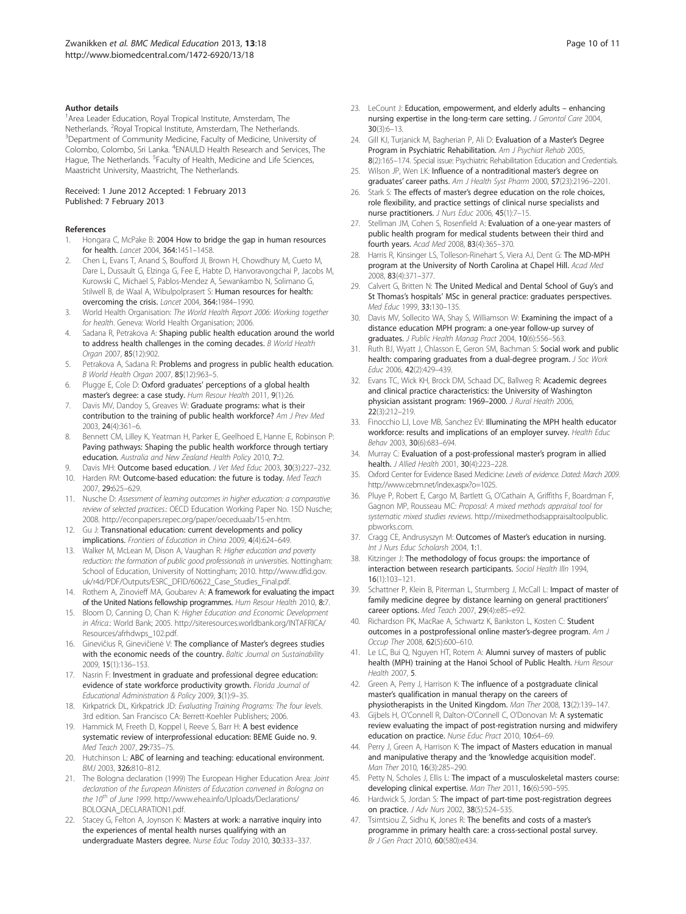### Author details

[1]Area Leader Education, Royal Tropical Institute, Amsterdam, The Netherlands. [2]Royal Tropical Institute, Amsterdam, The Netherlands. [3]Department of Community Medicine, Faculty of Medicine, University of Colombo, Colombo, Sri Lanka. [4]ENAULD Health Research and Services, The Hague, The Netherlands. [5]Faculty of Health, Medicine and Life Sciences, Maastricht University, Maastricht, The Netherlands.

Received: 1 June 2012 Accepted: 1 February 2013
Published: 7 February 2013

### References

1. Hongara C, McPake B: **2004 How to bridge the gap in human resources for health.** *Lancet* 2004, **364:**1451–1458.
2. Chen L, Evans T, Anand S, Boufford JI, Brown H, Chowdhury M, Cueto M, Dare L, Dussault G, Elzinga G, Fee E, Habte D, Hanvoravongchai P, Jacobs M, Kurowski C, Michael S, Pablos-Mendez A, Sewankambo N, Solimano G, Stilwell B, de Waal A, Wibulpolprasert S: **Human resources for health: overcoming the crisis.** *Lancet* 2004, **364:**1984–1990.
3. World Health Organisation: *The World Health Report 2006: Working together for health*. Geneva: World Health Organisation; 2006.
4. Sadana R, Petrakova A: **Shaping public health education around the world to address health challenges in the coming decades.** *B World Health Organ* 2007, **85**(12):902.
5. Petrakova A, Sadana R: **Problems and progress in public health education.** *B World Health Organ* 2007, **85**(12):963–5.
6. Plugge E, Cole D: **Oxford graduates' perceptions of a global health master's degree: a case study.** *Hum Resour Health* 2011, **9**(1):26.
7. Davis MV, Dandoy S, Greaves W: **Graduate programs: what is their contribution to the training of public health workforce?** *Am J Prev Med* 2003, **24**(4):361–6.
8. Bennett CM, Lilley K, Yeatman H, Parker E, Geelhoed E, Hanne E, Robinson P: **Paving pathways: Shaping the public health workforce through tertiary education.** *Australia and New Zealand Health Policy* 2010, **7:**2.
9. Davis MH: **Outcome based education.** *J Vet Med Educ* 2003, **30**(3):227–232.
10. Harden RM: **Outcome-based education: the future is today.** *Med Teach* 2007, **29:**625–629.
11. Nusche D: *Assessment of learning outcomes in higher education: a comparative review of selected practices.*: OECD Education Working Paper No. 15D Nusche; 2008. http://econpapers.repec.org/paper/oeceduaab/15-en.htm.
12. Gu J: **Transnational education: current developments and policy implications.** *Frontiers of Education in China* 2009, **4**(4):624–649.
13. Walker M, McLean M, Dison A, Vaughan R: *Higher education and poverty reduction: the formation of public good professionals in universities*. Nottingham: School of Education, University of Nottingham; 2010. http://www.dfid.gov.uk/r4d/PDF/Outputs/ESRC_DFID/60622_Case_Studies_Final.pdf.
14. Rothem A, Zinovieff MA, Goubarev A: **A framework for evaluating the impact of the United Nations fellowship programmes.** *Hum Resour Health* 2010, **8:**7.
15. Bloom D, Canning D, Chan K: *Higher Education and Economic Development in Africa.*: World Bank; 2005. http://siteresources.worldbank.org/INTAFRICA/Resources/afrhdwps_102.pdf.
16. Ginevičius R, Ginevičienė V: **The compliance of Master's degrees studies with the economic needs of the country.** *Baltic Journal on Sustainability* 2009, **15**(1):136–153.
17. Nasrin F: **Investment in graduate and professional degree education: evidence of state workforce productivity growth.** *Florida Journal of Educational Administration & Policy* 2009, **3**(1):9–35.
18. Kirkpatrick DL, Kirkpatrick JD: *Evaluating Training Programs: The four levels*. 3rd edition. San Francisco CA: Berrett-Koehler Publishers; 2006.
19. Hammick M, Freeth D, Koppel I, Reeve S, Barr H: **A best evidence systematic review of interprofessional education: BEME Guide no. 9.** *Med Teach* 2007, **29:**735–75.
20. Hutchinson L: **ABC of learning and teaching: educational environment.** *BMJ* 2003, **326:**810–812.
21. The Bologna declaration (1999) The European Higher Education Area: *Joint declaration of the European Ministers of Education convened in Bologna on the 10th of June 1999*. http://www.ehea.info/Uploads/Declarations/BOLOGNA_DECLARATION1.pdf.
22. Stacey G, Felton A, Joynson K: **Masters at work: a narrative inquiry into the experiences of mental health nurses qualifying with an undergraduate Masters degree.** *Nurse Educ Today* 2010, **30:**333–337.
23. LeCount J: **Education, empowerment, and elderly adults – enhancing nursing expertise in the long-term care setting.** *J Gerontol Care* 2004, **30**(3):6–13.
24. Gill KJ, Turjanick M, Bagherian P, Ali D: **Evaluation of a Master's Degree Program in Psychiatric Rehabilitation.** *Am J Psychiat Rehab* 2005, **8**(2):165–174. Special issue: Psychiatric Rehabilitation Education and Credentials.
25. Wilson JP, Wen LK: **Influence of a nontraditional master's degree on graduates' career paths.** *Am J Health Syst Pharm* 2000, **57**(23):2196–2201.
26. Stark S: **The effects of master's degree education on the role choices, role flexibility, and practice settings of clinical nurse specialists and nurse practitioners.** *J Nurs Educ* 2006, **45**(1):7–15.
27. Stellman JM, Cohen S, Rosenfield A: **Evaluation of a one-year masters of public health program for medical students between their third and fourth years.** *Acad Med* 2008, **83**(4):365–370.
28. Harris R, Kinsinger LS, Tolleson-Rinehart S, Viera AJ, Dent G: **The MD-MPH program at the University of North Carolina at Chapel Hill.** *Acad Med* 2008, **83**(4):371–377.
29. Calvert G, Britten N: **The United Medical and Dental School of Guy's and St Thomas's hospitals' MSc in general practice: graduates perspectives.** *Med Educ* 1999, **33:**130–135.
30. Davis MV, Sollecito WA, Shay S, Williamson W: **Examining the impact of a distance education MPH program: a one-year follow-up survey of graduates.** *J Public Health Manag Pract* 2004, **10**(6):556–563.
31. Ruth BJ, Wyatt J, Chlasson E, Geron SM, Bachman S: **Social work and public health: comparing graduates from a dual-degree program.** *J Soc Work Educ* 2006, **42**(2):429–439.
32. Evans TC, Wick KH, Brock DM, Schaad DC, Ballweg R: **Academic degrees and clinical practice characteristics: the University of Washington physician assistant program: 1969–2000.** *J Rural Health* 2006, **22**(3):212–219.
33. Finocchio LJ, Love MB, Sanchez EV: **Illuminating the MPH health educator workforce: results and implications of an employer survey.** *Health Educ Behav* 2003, **30**(6):683–694.
34. Murray C: **Evaluation of a post-professional master's program in allied health.** *J Allied Health* 2001, **30**(4):223–228.
35. Oxford Center for Evidence Based Medicine: *Levels of evidence. Dated: March 2009*. http://www.cebm.net/index.aspx?o=1025.
36. Pluye P, Robert E, Cargo M, Bartlett G, O'Cathain A, Griffiths F, Boardman F, Gagnon MP, Rousseau MC: *Proposal: A mixed methods appraisal tool for systematic mixed studies reviews*. http://mixedmethodsappraisaltoolpublic.pbworks.com.
37. Cragg CE, Andrusyszyn M: **Outcomes of Master's education in nursing.** *Int J Nurs Educ Scholarsh* 2004, **1:**1.
38. Kitzinger J: **The methodology of focus groups: the importance of interaction between research participants.** *Sociol Health Illn* 1994, **16**(1):103–121.
39. Schattner P, Klein B, Piterman L, Sturmberg J, McCall L: **Impact of master of family medicine degree by distance learning on general practitioners' career options.** *Med Teach* 2007, **29**(4):e85–e92.
40. Richardson PK, MacRae A, Schwartz K, Bankston L, Kosten C: **Student outcomes in a postprofessional online master's-degree program.** *Am J Occup Ther* 2008, **62**(5):600–610.
41. Le LC, Bui Q, Nguyen HT, Rotem A: **Alumni survey of masters of public health (MPH) training at the Hanoi School of Public Health.** *Hum Resour Health* 2007, **5**.
42. Green A, Perry J, Harrison K: **The influence of a postgraduate clinical master's qualification in manual therapy on the careers of physiotherapists in the United Kingdom.** *Man Ther* 2008, **13**(2):139–147.
43. Gijbels H, O'Connell R, Dalton-O'Connell C, O'Donovan M: **A systematic review evaluating the impact of post-registration nursing and midwifery education on practice.** *Nurse Educ Pract* 2010, **10:**64–69.
44. Perry J, Green A, Harrison K: **The impact of Masters education in manual and manipulative therapy and the 'knowledge acquisition model'.** *Man Ther* 2010, **16**(3):285–290.
45. Petty N, Scholes J, Ellis L: **The impact of a musculoskeletal masters course: developing clinical expertise.** *Man Ther* 2011, **16**(6):590–595.
46. Hardwick S, Jordan S: **The impact of part-time post-registration degrees on practice.** *J Adv Nurs* 2002, **38**(5):524–535.
47. Tsimtsiou Z, Sidhu K, Jones R: **The benefits and costs of a master's programme in primary health care: a cross-sectional postal survey.** *Br J Gen Pract* 2010, **60**(580):e434.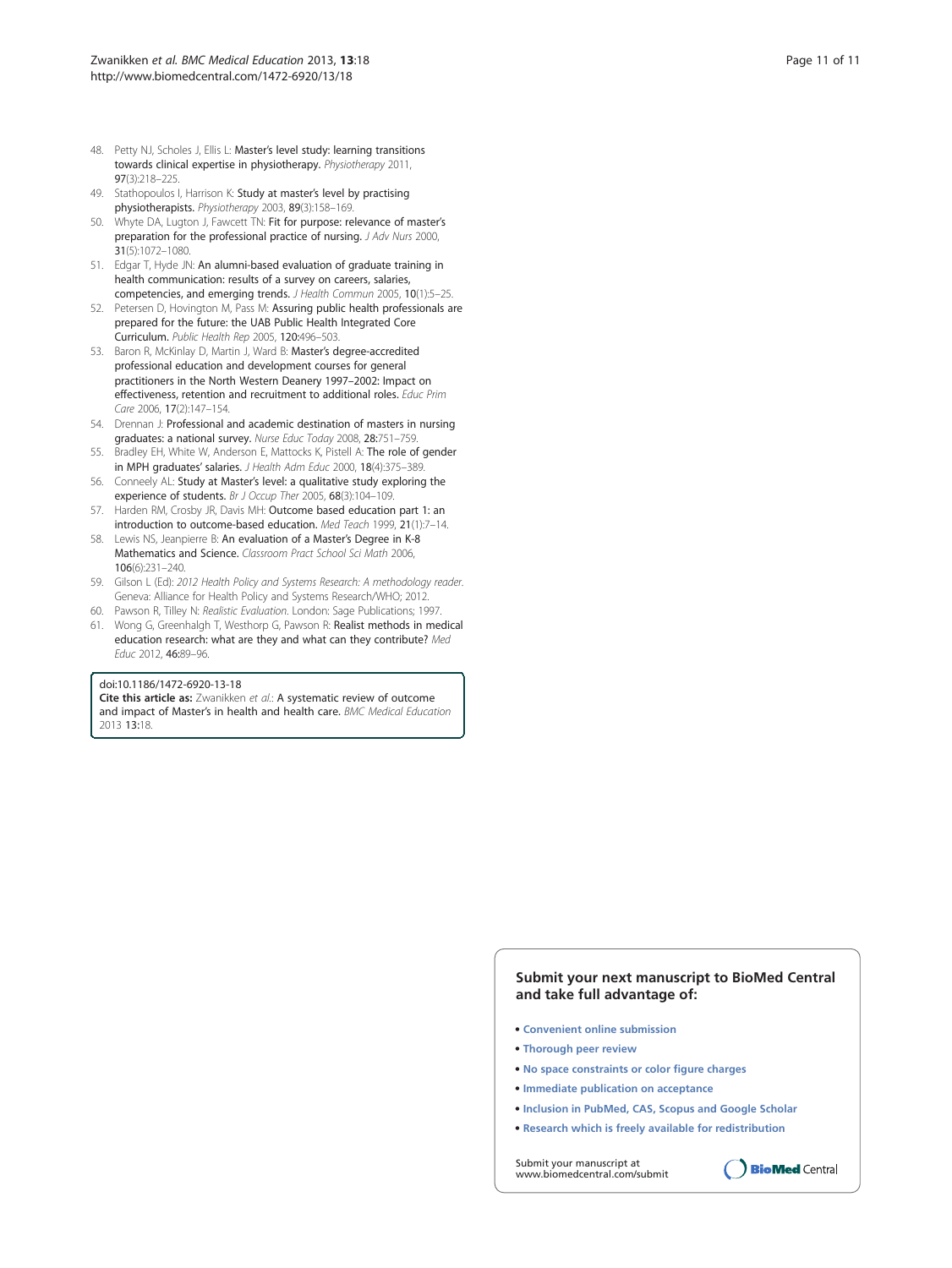48. Petty NJ, Scholes J, Ellis L: **Master's level study: learning transitions towards clinical expertise in physiotherapy.** *Physiotherapy* 2011, **97**(3):218–225.
49. Stathopoulos I, Harrison K: **Study at master's level by practising physiotherapists.** *Physiotherapy* 2003, **89**(3):158–169.
50. Whyte DA, Lugton J, Fawcett TN: **Fit for purpose: relevance of master's preparation for the professional practice of nursing.** *J Adv Nurs* 2000, **31**(5):1072–1080.
51. Edgar T, Hyde JN: **An alumni-based evaluation of graduate training in health communication: results of a survey on careers, salaries, competencies, and emerging trends.** *J Health Commun* 2005, **10**(1):5–25.
52. Petersen D, Hovington M, Pass M: **Assuring public health professionals are prepared for the future: the UAB Public Health Integrated Core Curriculum.** *Public Health Rep* 2005, **120:**496–503.
53. Baron R, McKinlay D, Martin J, Ward B: **Master's degree-accredited professional education and development courses for general practitioners in the North Western Deanery 1997–2002: Impact on effectiveness, retention and recruitment to additional roles.** *Educ Prim Care* 2006, **17**(2):147–154.
54. Drennan J: **Professional and academic destination of masters in nursing graduates: a national survey.** *Nurse Educ Today* 2008, **28:**751–759.
55. Bradley EH, White W, Anderson E, Mattocks K, Pistell A: **The role of gender in MPH graduates' salaries.** *J Health Adm Educ* 2000, **18**(4):375–389.
56. Conneely AL: **Study at Master's level: a qualitative study exploring the experience of students.** *Br J Occup Ther* 2005, **68**(3):104–109.
57. Harden RM, Crosby JR, Davis MH: **Outcome based education part 1: an introduction to outcome-based education.** *Med Teach* 1999, **21**(1):7–14.
58. Lewis NS, Jeanpierre B: **An evaluation of a Master's Degree in K-8 Mathematics and Science.** *Classroom Pract School Sci Math* 2006, **106**(6):231–240.
59. Gilson L (Ed): *2012 Health Policy and Systems Research: A methodology reader.* Geneva: Alliance for Health Policy and Systems Research/WHO; 2012.
60. Pawson R, Tilley N: *Realistic Evaluation.* London: Sage Publications; 1997.
61. Wong G, Greenhalgh T, Westhorp G, Pawson R: **Realist methods in medical education research: what are they and what can they contribute?** *Med Educ* 2012, **46:**89–96.

doi:10.1186/1472-6920-13-18

**Cite this article as:** Zwanikken *et al.*: A systematic review of outcome and impact of Master's in health and health care. *BMC Medical Education* 2013 **13**:18.